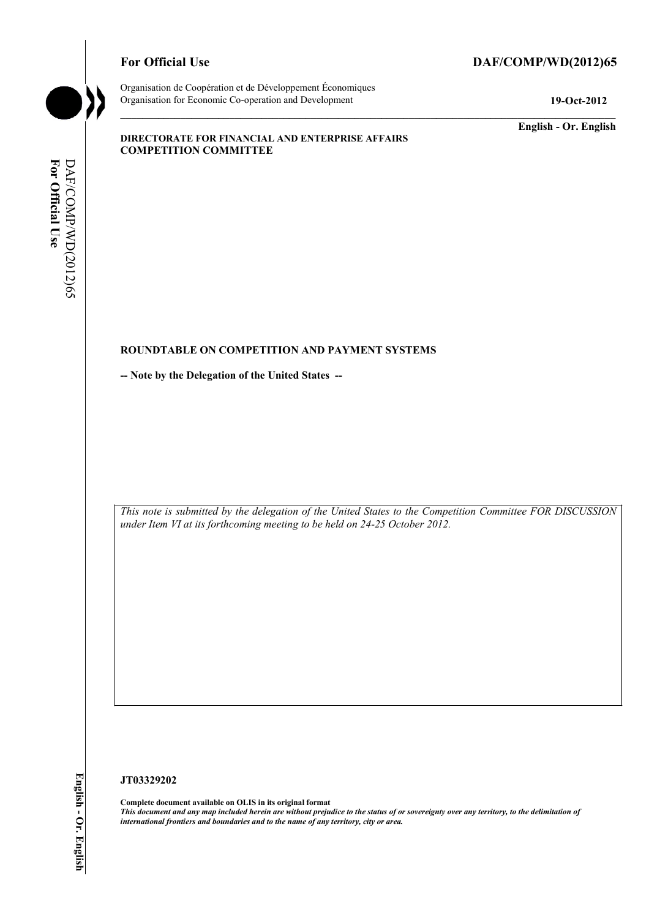**For Official Use** **DAF/COMP/WD(2012)65**

Organisation de Coopération et de Développement Économiques
Organisation for Economic Co-operation and Development **19-Oct-2012**

**English - Or. English**

**DIRECTORATE FOR FINANCIAL AND ENTERPRISE AFFAIRS**
**COMPETITION COMMITTEE**

**ROUNDTABLE ON COMPETITION AND PAYMENT SYSTEMS**

**-- Note by the Delegation of the United States --**

*This note is submitted by the delegation of the United States to the Competition Committee FOR DISCUSSION under Item VI at its forthcoming meeting to be held on 24-25 October 2012.*

**JT03329202**

**Complete document available on OLIS in its original format**
***This document and any map included herein are without prejudice to the status of or sovereignty over any territory, to the delimitation of international frontiers and boundaries and to the name of any territory, city or area.***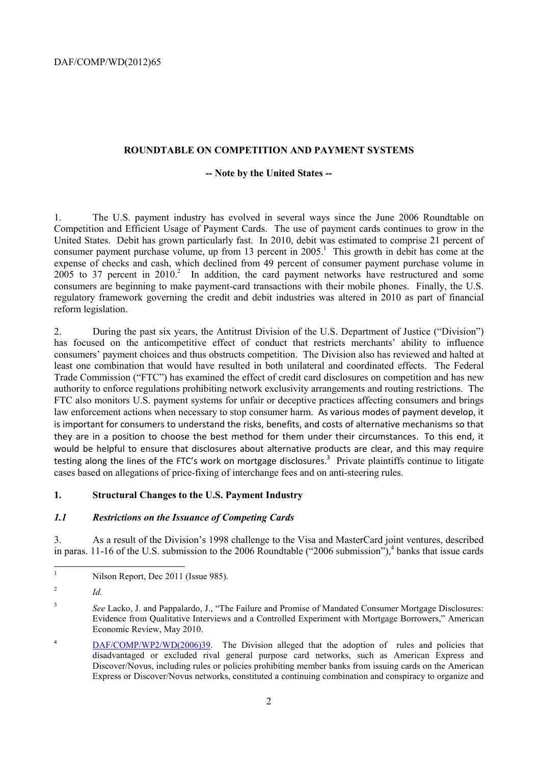## ROUNDTABLE ON COMPETITION AND PAYMENT SYSTEMS

**-- Note by the United States --**

1. The U.S. payment industry has evolved in several ways since the June 2006 Roundtable on Competition and Efficient Usage of Payment Cards. The use of payment cards continues to grow in the United States. Debit has grown particularly fast. In 2010, debit was estimated to comprise 21 percent of consumer payment purchase volume, up from 13 percent in 2005.[1] This growth in debit has come at the expense of checks and cash, which declined from 49 percent of consumer payment purchase volume in 2005 to 37 percent in 2010.[2] In addition, the card payment networks have restructured and some consumers are beginning to make payment-card transactions with their mobile phones. Finally, the U.S. regulatory framework governing the credit and debit industries was altered in 2010 as part of financial reform legislation.

2. During the past six years, the Antitrust Division of the U.S. Department of Justice ("Division") has focused on the anticompetitive effect of conduct that restricts merchants' ability to influence consumers' payment choices and thus obstructs competition. The Division also has reviewed and halted at least one combination that would have resulted in both unilateral and coordinated effects. The Federal Trade Commission ("FTC") has examined the effect of credit card disclosures on competition and has new authority to enforce regulations prohibiting network exclusivity arrangements and routing restrictions. The FTC also monitors U.S. payment systems for unfair or deceptive practices affecting consumers and brings law enforcement actions when necessary to stop consumer harm. As various modes of payment develop, it is important for consumers to understand the risks, benefits, and costs of alternative mechanisms so that they are in a position to choose the best method for them under their circumstances. To this end, it would be helpful to ensure that disclosures about alternative products are clear, and this may require testing along the lines of the FTC's work on mortgage disclosures.[3] Private plaintiffs continue to litigate cases based on allegations of price-fixing of interchange fees and on anti-steering rules.

### 1. Structural Changes to the U.S. Payment Industry

#### *1.1 Restrictions on the Issuance of Competing Cards*

3. As a result of the Division's 1998 challenge to the Visa and MasterCard joint ventures, described in paras. 11-16 of the U.S. submission to the 2006 Roundtable ("2006 submission"),[4] banks that issue cards

---

[1] Nilson Report, Dec 2011 (Issue 985).

[2] *Id.*

[3] *See* Lacko, J. and Pappalardo, J., "The Failure and Promise of Mandated Consumer Mortgage Disclosures: Evidence from Qualitative Interviews and a Controlled Experiment with Mortgage Borrowers," American Economic Review, May 2010.

[4] DAF/COMP/WP2/WD(2006)39. The Division alleged that the adoption of rules and policies that disadvantaged or excluded rival general purpose card networks, such as American Express and Discover/Novus, including rules or policies prohibiting member banks from issuing cards on the American Express or Discover/Novus networks, constituted a continuing combination and conspiracy to organize and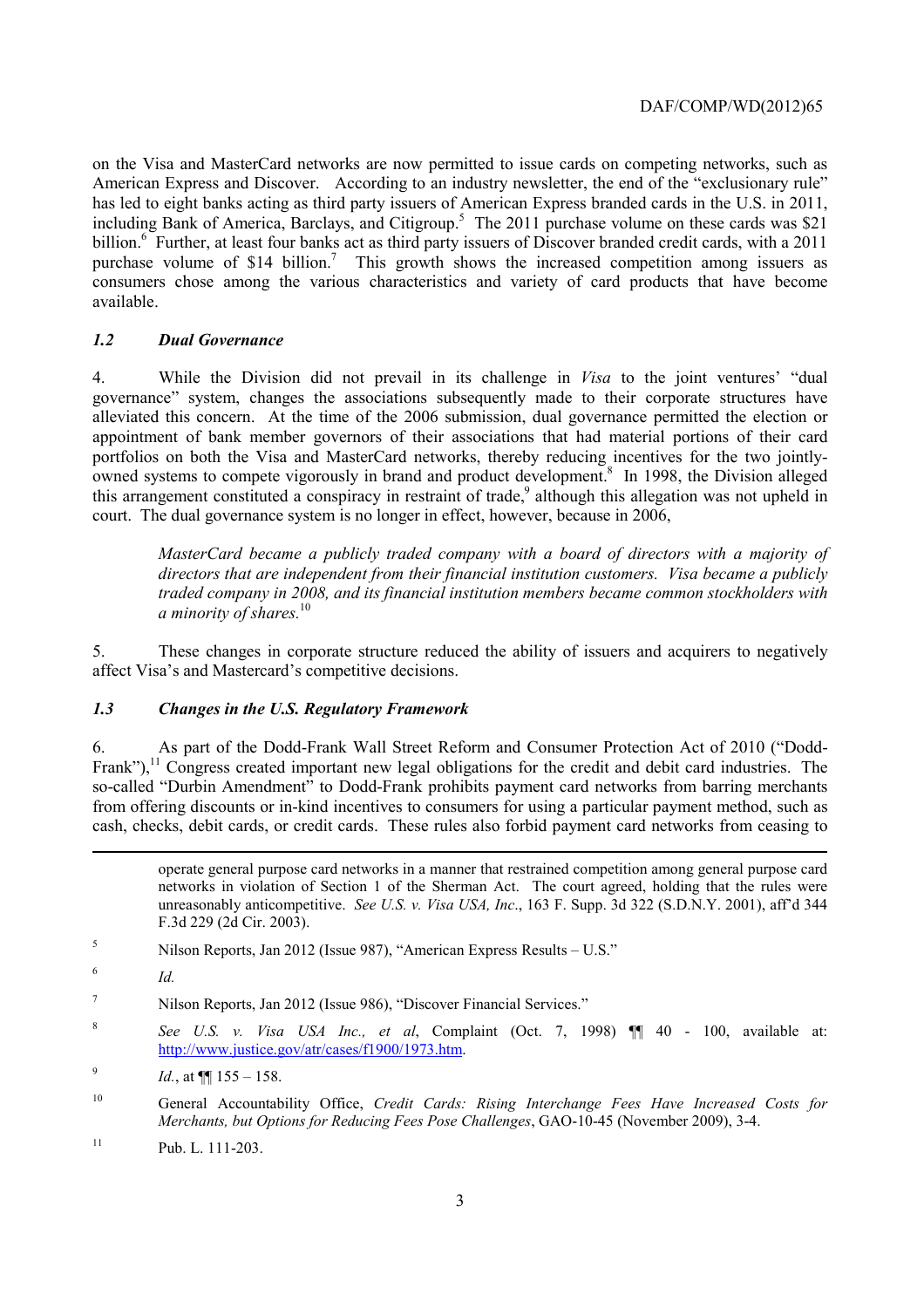on the Visa and MasterCard networks are now permitted to issue cards on competing networks, such as American Express and Discover. According to an industry newsletter, the end of the "exclusionary rule" has led to eight banks acting as third party issuers of American Express branded cards in the U.S. in 2011, including Bank of America, Barclays, and Citigroup.[5] The 2011 purchase volume on these cards was $21 billion.[6] Further, at least four banks act as third party issuers of Discover branded credit cards, with a 2011 purchase volume of $14 billion.[7] This growth shows the increased competition among issuers as consumers chose among the various characteristics and variety of card products that have become available.

### *1.2 Dual Governance*

4. While the Division did not prevail in its challenge in *Visa* to the joint ventures' "dual governance" system, changes the associations subsequently made to their corporate structures have alleviated this concern. At the time of the 2006 submission, dual governance permitted the election or appointment of bank member governors of their associations that had material portions of their card portfolios on both the Visa and MasterCard networks, thereby reducing incentives for the two jointly-owned systems to compete vigorously in brand and product development.[8] In 1998, the Division alleged this arrangement constituted a conspiracy in restraint of trade,[9] although this allegation was not upheld in court. The dual governance system is no longer in effect, however, because in 2006,

> *MasterCard became a publicly traded company with a board of directors with a majority of directors that are independent from their financial institution customers. Visa became a publicly traded company in 2008, and its financial institution members became common stockholders with a minority of shares.*[10]

5. These changes in corporate structure reduced the ability of issuers and acquirers to negatively affect Visa's and Mastercard's competitive decisions.

### *1.3 Changes in the U.S. Regulatory Framework*

6. As part of the Dodd-Frank Wall Street Reform and Consumer Protection Act of 2010 ("Dodd-Frank"),[11] Congress created important new legal obligations for the credit and debit card industries. The so-called "Durbin Amendment" to Dodd-Frank prohibits payment card networks from barring merchants from offering discounts or in-kind incentives to consumers for using a particular payment method, such as cash, checks, debit cards, or credit cards. These rules also forbid payment card networks from ceasing to

---

operate general purpose card networks in a manner that restrained competition among general purpose card networks in violation of Section 1 of the Sherman Act. The court agreed, holding that the rules were unreasonably anticompetitive. *See U.S. v. Visa USA, Inc.*, 163 F. Supp. 3d 322 (S.D.N.Y. 2001), aff'd 344 F.3d 229 (2d Cir. 2003).

[5] Nilson Reports, Jan 2012 (Issue 987), "American Express Results – U.S."

[6] *Id.*

[7] Nilson Reports, Jan 2012 (Issue 986), "Discover Financial Services."

[8] *See U.S. v. Visa USA Inc., et al*, Complaint (Oct. 7, 1998) ¶¶ 40 - 100, available at: http://www.justice.gov/atr/cases/f1900/1973.htm.

[9] *Id.*, at ¶¶ 155 – 158.

[10] General Accountability Office, *Credit Cards: Rising Interchange Fees Have Increased Costs for Merchants, but Options for Reducing Fees Pose Challenges*, GAO-10-45 (November 2009), 3-4.

[11] Pub. L. 111-203.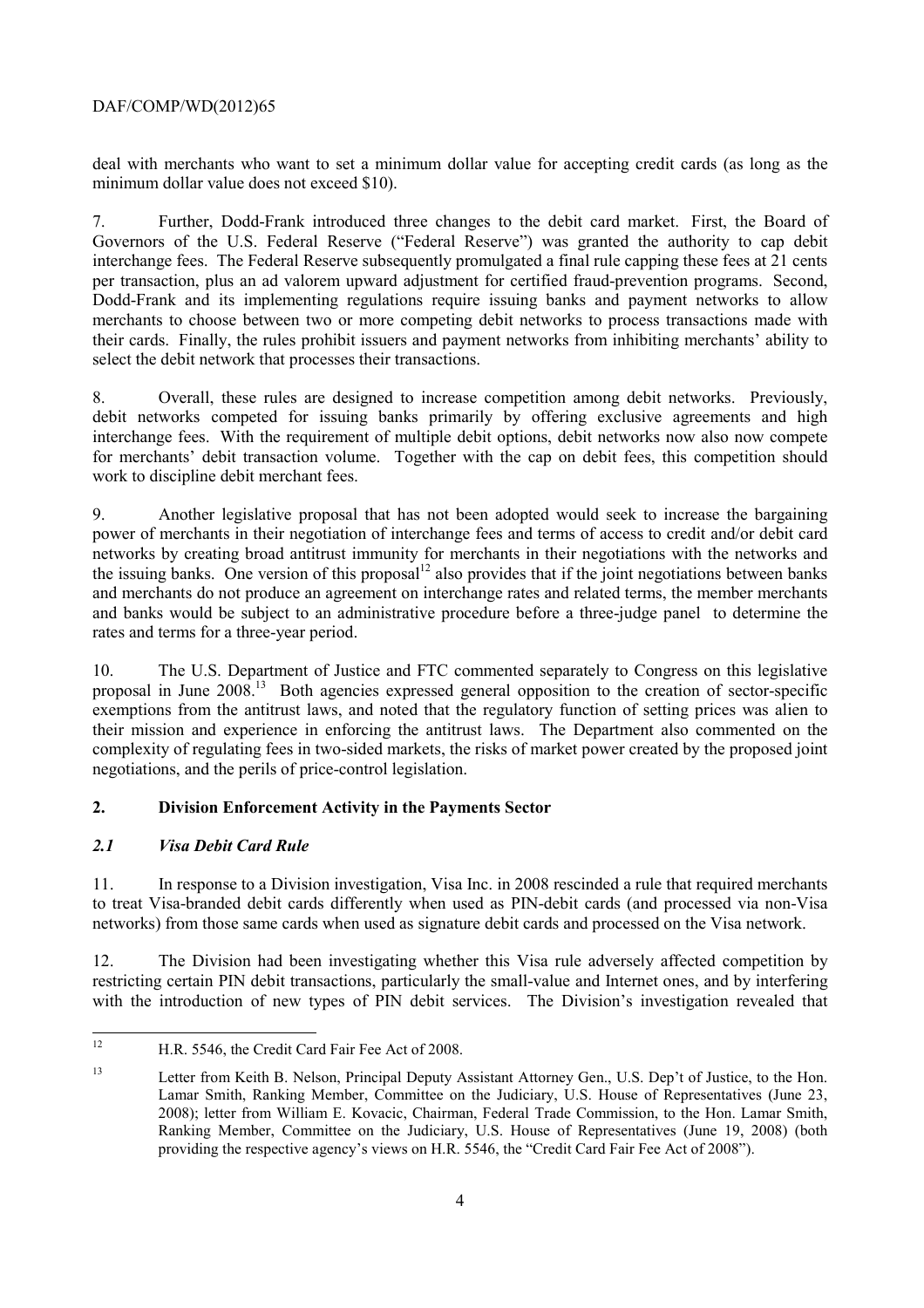deal with merchants who want to set a minimum dollar value for accepting credit cards (as long as the minimum dollar value does not exceed $10).

7. Further, Dodd-Frank introduced three changes to the debit card market. First, the Board of Governors of the U.S. Federal Reserve ("Federal Reserve") was granted the authority to cap debit interchange fees. The Federal Reserve subsequently promulgated a final rule capping these fees at 21 cents per transaction, plus an ad valorem upward adjustment for certified fraud-prevention programs. Second, Dodd-Frank and its implementing regulations require issuing banks and payment networks to allow merchants to choose between two or more competing debit networks to process transactions made with their cards. Finally, the rules prohibit issuers and payment networks from inhibiting merchants' ability to select the debit network that processes their transactions.

8. Overall, these rules are designed to increase competition among debit networks. Previously, debit networks competed for issuing banks primarily by offering exclusive agreements and high interchange fees. With the requirement of multiple debit options, debit networks now also now compete for merchants' debit transaction volume. Together with the cap on debit fees, this competition should work to discipline debit merchant fees.

9. Another legislative proposal that has not been adopted would seek to increase the bargaining power of merchants in their negotiation of interchange fees and terms of access to credit and/or debit card networks by creating broad antitrust immunity for merchants in their negotiations with the networks and the issuing banks. One version of this proposal[12] also provides that if the joint negotiations between banks and merchants do not produce an agreement on interchange rates and related terms, the member merchants and banks would be subject to an administrative procedure before a three-judge panel to determine the rates and terms for a three-year period.

10. The U.S. Department of Justice and FTC commented separately to Congress on this legislative proposal in June 2008.[13] Both agencies expressed general opposition to the creation of sector-specific exemptions from the antitrust laws, and noted that the regulatory function of setting prices was alien to their mission and experience in enforcing the antitrust laws. The Department also commented on the complexity of regulating fees in two-sided markets, the risks of market power created by the proposed joint negotiations, and the perils of price-control legislation.

## 2. Division Enforcement Activity in the Payments Sector

### *2.1 Visa Debit Card Rule*

11. In response to a Division investigation, Visa Inc. in 2008 rescinded a rule that required merchants to treat Visa-branded debit cards differently when used as PIN-debit cards (and processed via non-Visa networks) from those same cards when used as signature debit cards and processed on the Visa network.

12. The Division had been investigating whether this Visa rule adversely affected competition by restricting certain PIN debit transactions, particularly the small-value and Internet ones, and by interfering with the introduction of new types of PIN debit services. The Division's investigation revealed that

---

[12] H.R. 5546, the Credit Card Fair Fee Act of 2008.

[13] Letter from Keith B. Nelson, Principal Deputy Assistant Attorney Gen., U.S. Dep't of Justice, to the Hon. Lamar Smith, Ranking Member, Committee on the Judiciary, U.S. House of Representatives (June 23, 2008); letter from William E. Kovacic, Chairman, Federal Trade Commission, to the Hon. Lamar Smith, Ranking Member, Committee on the Judiciary, U.S. House of Representatives (June 19, 2008) (both providing the respective agency's views on H.R. 5546, the "Credit Card Fair Fee Act of 2008").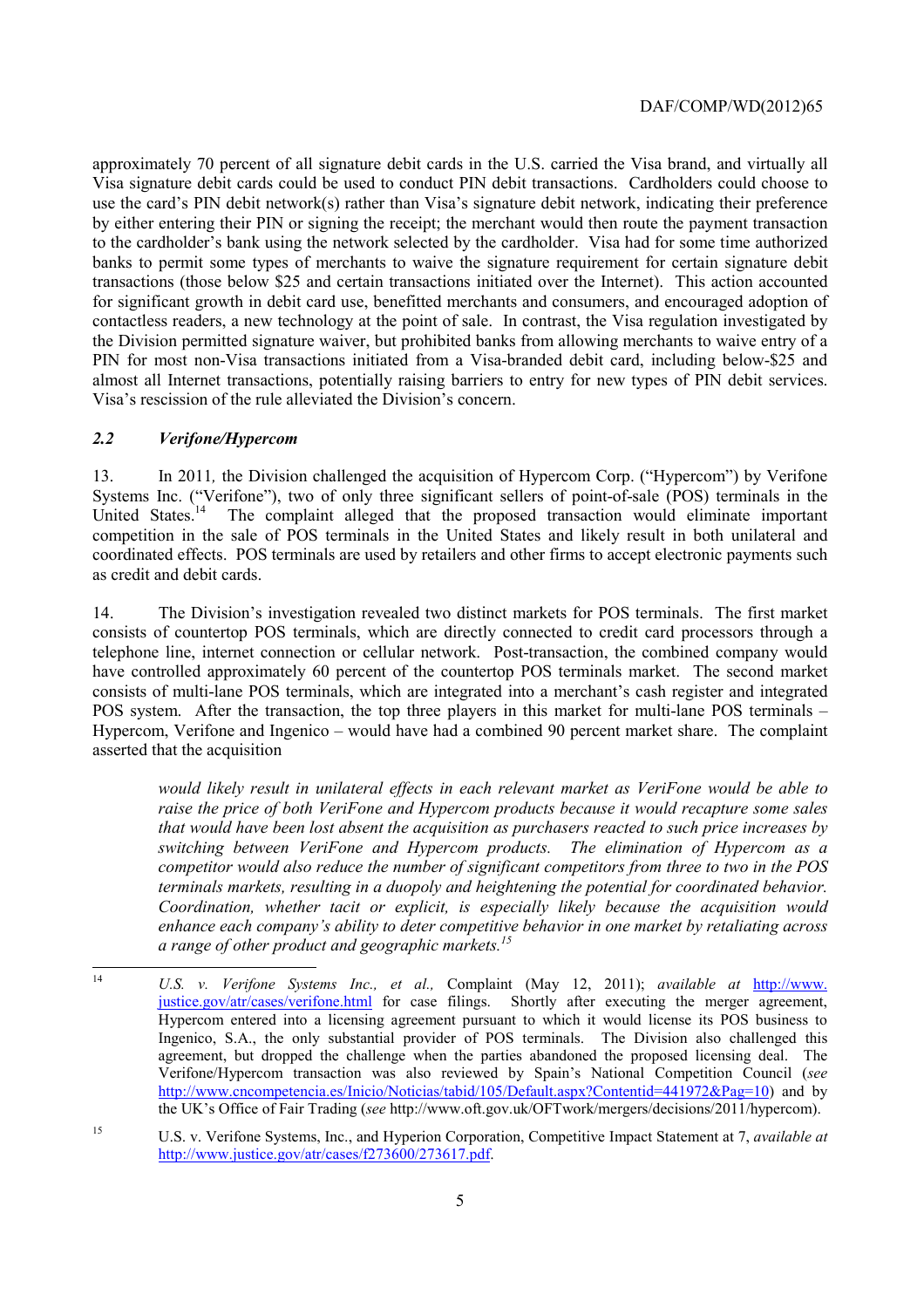approximately 70 percent of all signature debit cards in the U.S. carried the Visa brand, and virtually all Visa signature debit cards could be used to conduct PIN debit transactions. Cardholders could choose to use the card's PIN debit network(s) rather than Visa's signature debit network, indicating their preference by either entering their PIN or signing the receipt; the merchant would then route the payment transaction to the cardholder's bank using the network selected by the cardholder. Visa had for some time authorized banks to permit some types of merchants to waive the signature requirement for certain signature debit transactions (those below $25 and certain transactions initiated over the Internet). This action accounted for significant growth in debit card use, benefitted merchants and consumers, and encouraged adoption of contactless readers, a new technology at the point of sale. In contrast, the Visa regulation investigated by the Division permitted signature waiver, but prohibited banks from allowing merchants to waive entry of a PIN for most non-Visa transactions initiated from a Visa-branded debit card, including below-$25 and almost all Internet transactions, potentially raising barriers to entry for new types of PIN debit services. Visa's rescission of the rule alleviated the Division's concern.

### *2.2 Verifone/Hypercom*

13. In 2011, the Division challenged the acquisition of Hypercom Corp. ("Hypercom") by Verifone Systems Inc. ("Verifone"), two of only three significant sellers of point-of-sale (POS) terminals in the United States.[14] The complaint alleged that the proposed transaction would eliminate important competition in the sale of POS terminals in the United States and likely result in both unilateral and coordinated effects. POS terminals are used by retailers and other firms to accept electronic payments such as credit and debit cards.

14. The Division's investigation revealed two distinct markets for POS terminals. The first market consists of countertop POS terminals, which are directly connected to credit card processors through a telephone line, internet connection or cellular network. Post-transaction, the combined company would have controlled approximately 60 percent of the countertop POS terminals market. The second market consists of multi-lane POS terminals, which are integrated into a merchant's cash register and integrated POS system. After the transaction, the top three players in this market for multi-lane POS terminals – Hypercom, Verifone and Ingenico – would have had a combined 90 percent market share. The complaint asserted that the acquisition

> *would likely result in unilateral effects in each relevant market as VeriFone would be able to raise the price of both VeriFone and Hypercom products because it would recapture some sales that would have been lost absent the acquisition as purchasers reacted to such price increases by switching between VeriFone and Hypercom products. The elimination of Hypercom as a competitor would also reduce the number of significant competitors from three to two in the POS terminals markets, resulting in a duopoly and heightening the potential for coordinated behavior. Coordination, whether tacit or explicit, is especially likely because the acquisition would enhance each company's ability to deter competitive behavior in one market by retaliating across a range of other product and geographic markets.*[15]

---

[14] *U.S. v. Verifone Systems Inc., et al.,* Complaint (May 12, 2011); *available at* http://www.justice.gov/atr/cases/verifone.html for case filings. Shortly after executing the merger agreement, Hypercom entered into a licensing agreement pursuant to which it would license its POS business to Ingenico, S.A., the only substantial provider of POS terminals. The Division also challenged this agreement, but dropped the challenge when the parties abandoned the proposed licensing deal. The Verifone/Hypercom transaction was also reviewed by Spain's National Competition Council (*see* http://www.cncompetencia.es/Inicio/Noticias/tabid/105/Default.aspx?Contentid=441972&Pag=10) and by the UK's Office of Fair Trading (*see* http://www.oft.gov.uk/OFTwork/mergers/decisions/2011/hypercom).

[15] U.S. v. Verifone Systems, Inc., and Hyperion Corporation, Competitive Impact Statement at 7, *available at* http://www.justice.gov/atr/cases/f273600/273617.pdf.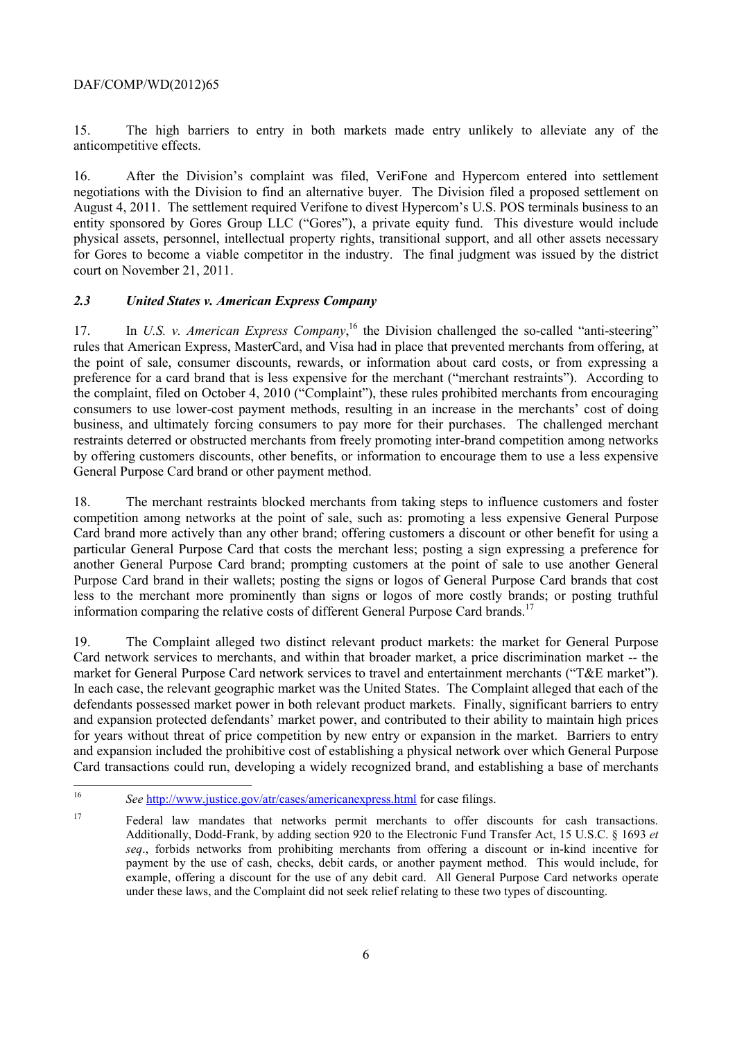15. The high barriers to entry in both markets made entry unlikely to alleviate any of the anticompetitive effects.

16. After the Division's complaint was filed, VeriFone and Hypercom entered into settlement negotiations with the Division to find an alternative buyer. The Division filed a proposed settlement on August 4, 2011. The settlement required Verifone to divest Hypercom's U.S. POS terminals business to an entity sponsored by Gores Group LLC ("Gores"), a private equity fund. This divesture would include physical assets, personnel, intellectual property rights, transitional support, and all other assets necessary for Gores to become a viable competitor in the industry. The final judgment was issued by the district court on November 21, 2011.

### *2.3 United States v. American Express Company*

17. In *U.S. v. American Express Company*,[16] the Division challenged the so-called "anti-steering" rules that American Express, MasterCard, and Visa had in place that prevented merchants from offering, at the point of sale, consumer discounts, rewards, or information about card costs, or from expressing a preference for a card brand that is less expensive for the merchant ("merchant restraints"). According to the complaint, filed on October 4, 2010 ("Complaint"), these rules prohibited merchants from encouraging consumers to use lower-cost payment methods, resulting in an increase in the merchants' cost of doing business, and ultimately forcing consumers to pay more for their purchases. The challenged merchant restraints deterred or obstructed merchants from freely promoting inter-brand competition among networks by offering customers discounts, other benefits, or information to encourage them to use a less expensive General Purpose Card brand or other payment method.

18. The merchant restraints blocked merchants from taking steps to influence customers and foster competition among networks at the point of sale, such as: promoting a less expensive General Purpose Card brand more actively than any other brand; offering customers a discount or other benefit for using a particular General Purpose Card that costs the merchant less; posting a sign expressing a preference for another General Purpose Card brand; prompting customers at the point of sale to use another General Purpose Card brand in their wallets; posting the signs or logos of General Purpose Card brands that cost less to the merchant more prominently than signs or logos of more costly brands; or posting truthful information comparing the relative costs of different General Purpose Card brands.[17]

19. The Complaint alleged two distinct relevant product markets: the market for General Purpose Card network services to merchants, and within that broader market, a price discrimination market -- the market for General Purpose Card network services to travel and entertainment merchants ("T&E market"). In each case, the relevant geographic market was the United States. The Complaint alleged that each of the defendants possessed market power in both relevant product markets. Finally, significant barriers to entry and expansion protected defendants' market power, and contributed to their ability to maintain high prices for years without threat of price competition by new entry or expansion in the market. Barriers to entry and expansion included the prohibitive cost of establishing a physical network over which General Purpose Card transactions could run, developing a widely recognized brand, and establishing a base of merchants

---

[16] *See* http://www.justice.gov/atr/cases/americanexpress.html for case filings.

[17] Federal law mandates that networks permit merchants to offer discounts for cash transactions. Additionally, Dodd-Frank, by adding section 920 to the Electronic Fund Transfer Act, 15 U.S.C. § 1693 *et seq*., forbids networks from prohibiting merchants from offering a discount or in-kind incentive for payment by the use of cash, checks, debit cards, or another payment method. This would include, for example, offering a discount for the use of any debit card. All General Purpose Card networks operate under these laws, and the Complaint did not seek relief relating to these two types of discounting.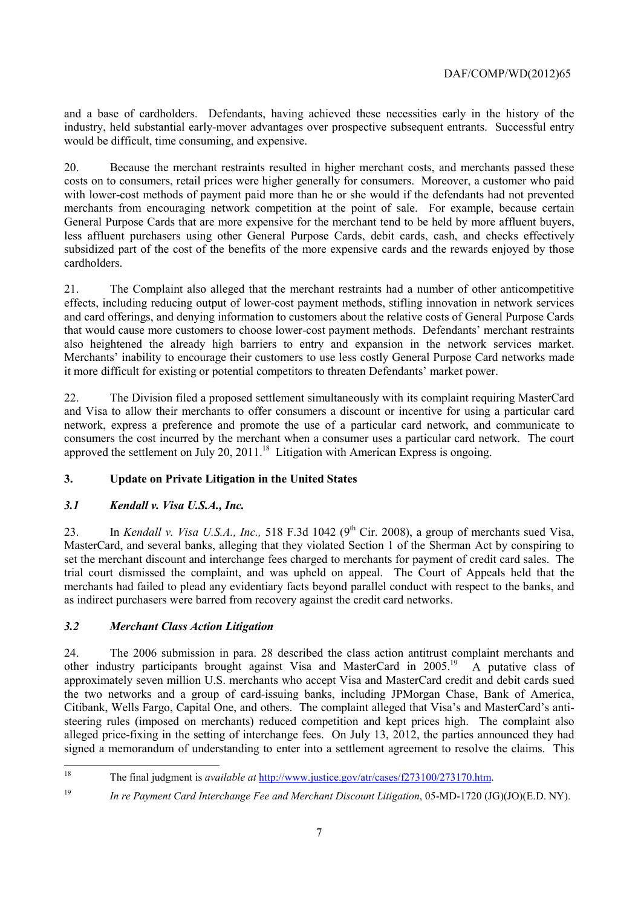and a base of cardholders. Defendants, having achieved these necessities early in the history of the industry, held substantial early-mover advantages over prospective subsequent entrants. Successful entry would be difficult, time consuming, and expensive.

20. Because the merchant restraints resulted in higher merchant costs, and merchants passed these costs on to consumers, retail prices were higher generally for consumers. Moreover, a customer who paid with lower-cost methods of payment paid more than he or she would if the defendants had not prevented merchants from encouraging network competition at the point of sale. For example, because certain General Purpose Cards that are more expensive for the merchant tend to be held by more affluent buyers, less affluent purchasers using other General Purpose Cards, debit cards, cash, and checks effectively subsidized part of the cost of the benefits of the more expensive cards and the rewards enjoyed by those cardholders.

21. The Complaint also alleged that the merchant restraints had a number of other anticompetitive effects, including reducing output of lower-cost payment methods, stifling innovation in network services and card offerings, and denying information to customers about the relative costs of General Purpose Cards that would cause more customers to choose lower-cost payment methods. Defendants' merchant restraints also heightened the already high barriers to entry and expansion in the network services market. Merchants' inability to encourage their customers to use less costly General Purpose Card networks made it more difficult for existing or potential competitors to threaten Defendants' market power.

22. The Division filed a proposed settlement simultaneously with its complaint requiring MasterCard and Visa to allow their merchants to offer consumers a discount or incentive for using a particular card network, express a preference and promote the use of a particular card network, and communicate to consumers the cost incurred by the merchant when a consumer uses a particular card network. The court approved the settlement on July 20, 2011.[18] Litigation with American Express is ongoing.

## 3. Update on Private Litigation in the United States

### *3.1 Kendall v. Visa U.S.A., Inc.*

23. In *Kendall v. Visa U.S.A., Inc.,* 518 F.3d 1042 (9th Cir. 2008), a group of merchants sued Visa, MasterCard, and several banks, alleging that they violated Section 1 of the Sherman Act by conspiring to set the merchant discount and interchange fees charged to merchants for payment of credit card sales. The trial court dismissed the complaint, and was upheld on appeal. The Court of Appeals held that the merchants had failed to plead any evidentiary facts beyond parallel conduct with respect to the banks, and as indirect purchasers were barred from recovery against the credit card networks.

### *3.2 Merchant Class Action Litigation*

24. The 2006 submission in para. 28 described the class action antitrust complaint merchants and other industry participants brought against Visa and MasterCard in 2005.[19] A putative class of approximately seven million U.S. merchants who accept Visa and MasterCard credit and debit cards sued the two networks and a group of card-issuing banks, including JPMorgan Chase, Bank of America, Citibank, Wells Fargo, Capital One, and others. The complaint alleged that Visa's and MasterCard's anti-steering rules (imposed on merchants) reduced competition and kept prices high. The complaint also alleged price-fixing in the setting of interchange fees. On July 13, 2012, the parties announced they had signed a memorandum of understanding to enter into a settlement agreement to resolve the claims. This

---

[18] The final judgment is *available at* http://www.justice.gov/atr/cases/f273100/273170.htm.

[19] *In re Payment Card Interchange Fee and Merchant Discount Litigation*, 05-MD-1720 (JG)(JO)(E.D. NY).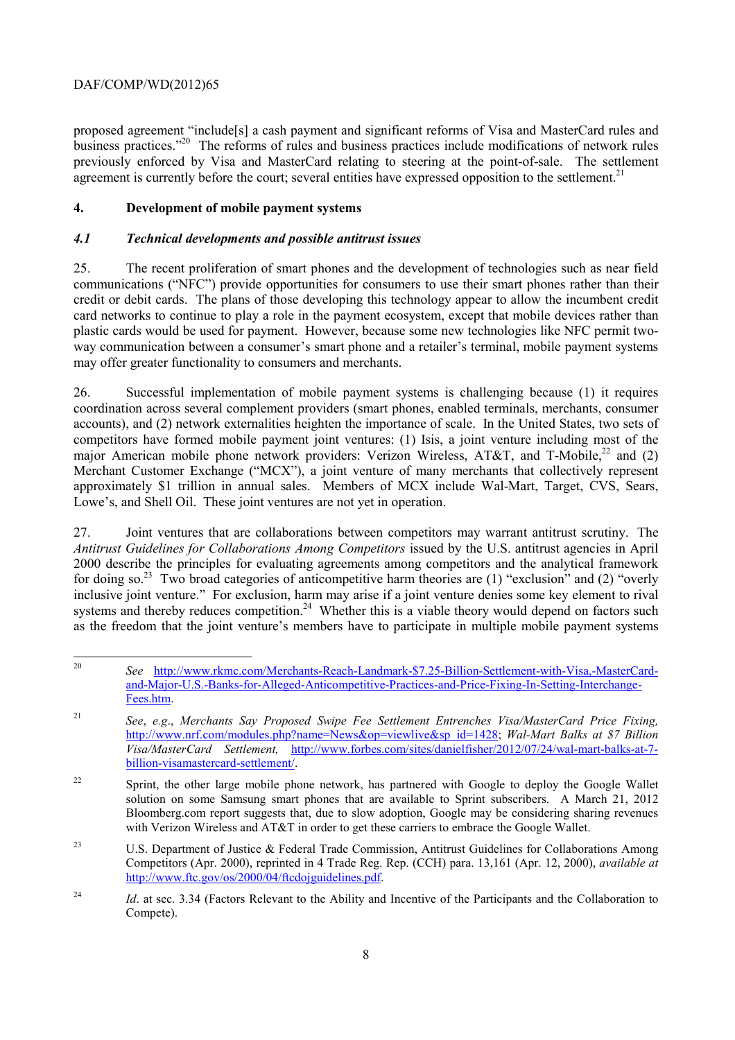proposed agreement "include[s] a cash payment and significant reforms of Visa and MasterCard rules and business practices."[20] The reforms of rules and business practices include modifications of network rules previously enforced by Visa and MasterCard relating to steering at the point-of-sale. The settlement agreement is currently before the court; several entities have expressed opposition to the settlement.[21]

## 4. Development of mobile payment systems

### *4.1 Technical developments and possible antitrust issues*

25. The recent proliferation of smart phones and the development of technologies such as near field communications ("NFC") provide opportunities for consumers to use their smart phones rather than their credit or debit cards. The plans of those developing this technology appear to allow the incumbent credit card networks to continue to play a role in the payment ecosystem, except that mobile devices rather than plastic cards would be used for payment. However, because some new technologies like NFC permit two-way communication between a consumer's smart phone and a retailer's terminal, mobile payment systems may offer greater functionality to consumers and merchants.

26. Successful implementation of mobile payment systems is challenging because (1) it requires coordination across several complement providers (smart phones, enabled terminals, merchants, consumer accounts), and (2) network externalities heighten the importance of scale. In the United States, two sets of competitors have formed mobile payment joint ventures: (1) Isis, a joint venture including most of the major American mobile phone network providers: Verizon Wireless, AT&T, and T-Mobile,[22] and (2) Merchant Customer Exchange ("MCX"), a joint venture of many merchants that collectively represent approximately $1 trillion in annual sales. Members of MCX include Wal-Mart, Target, CVS, Sears, Lowe's, and Shell Oil. These joint ventures are not yet in operation.

27. Joint ventures that are collaborations between competitors may warrant antitrust scrutiny. The *Antitrust Guidelines for Collaborations Among Competitors* issued by the U.S. antitrust agencies in April 2000 describe the principles for evaluating agreements among competitors and the analytical framework for doing so.[23] Two broad categories of anticompetitive harm theories are (1) "exclusion" and (2) "overly inclusive joint venture." For exclusion, harm may arise if a joint venture denies some key element to rival systems and thereby reduces competition.[24] Whether this is a viable theory would depend on factors such as the freedom that the joint venture's members have to participate in multiple mobile payment systems

---

[20] *See* http://www.rkmc.com/Merchants-Reach-Landmark-$7.25-Billion-Settlement-with-Visa,-MasterCard-and-Major-U.S.-Banks-for-Alleged-Anticompetitive-Practices-and-Price-Fixing-In-Setting-Interchange-Fees.htm.

[21] *See*, *e.g.*, *Merchants Say Proposed Swipe Fee Settlement Entrenches Visa/MasterCard Price Fixing*, http://www.nrf.com/modules.php?name=News&op=viewlive&sp_id=1428; *Wal-Mart Balks at $7 Billion Visa/MasterCard Settlement*, http://www.forbes.com/sites/danielfisher/2012/07/24/wal-mart-balks-at-7-billion-visamastercard-settlement/.

[22] Sprint, the other large mobile phone network, has partnered with Google to deploy the Google Wallet solution on some Samsung smart phones that are available to Sprint subscribers. A March 21, 2012 Bloomberg.com report suggests that, due to slow adoption, Google may be considering sharing revenues with Verizon Wireless and AT&T in order to get these carriers to embrace the Google Wallet.

[23] U.S. Department of Justice & Federal Trade Commission, Antitrust Guidelines for Collaborations Among Competitors (Apr. 2000), reprinted in 4 Trade Reg. Rep. (CCH) para. 13,161 (Apr. 12, 2000), *available at* http://www.ftc.gov/os/2000/04/ftcdojguidelines.pdf.

[24] *Id*. at sec. 3.34 (Factors Relevant to the Ability and Incentive of the Participants and the Collaboration to Compete).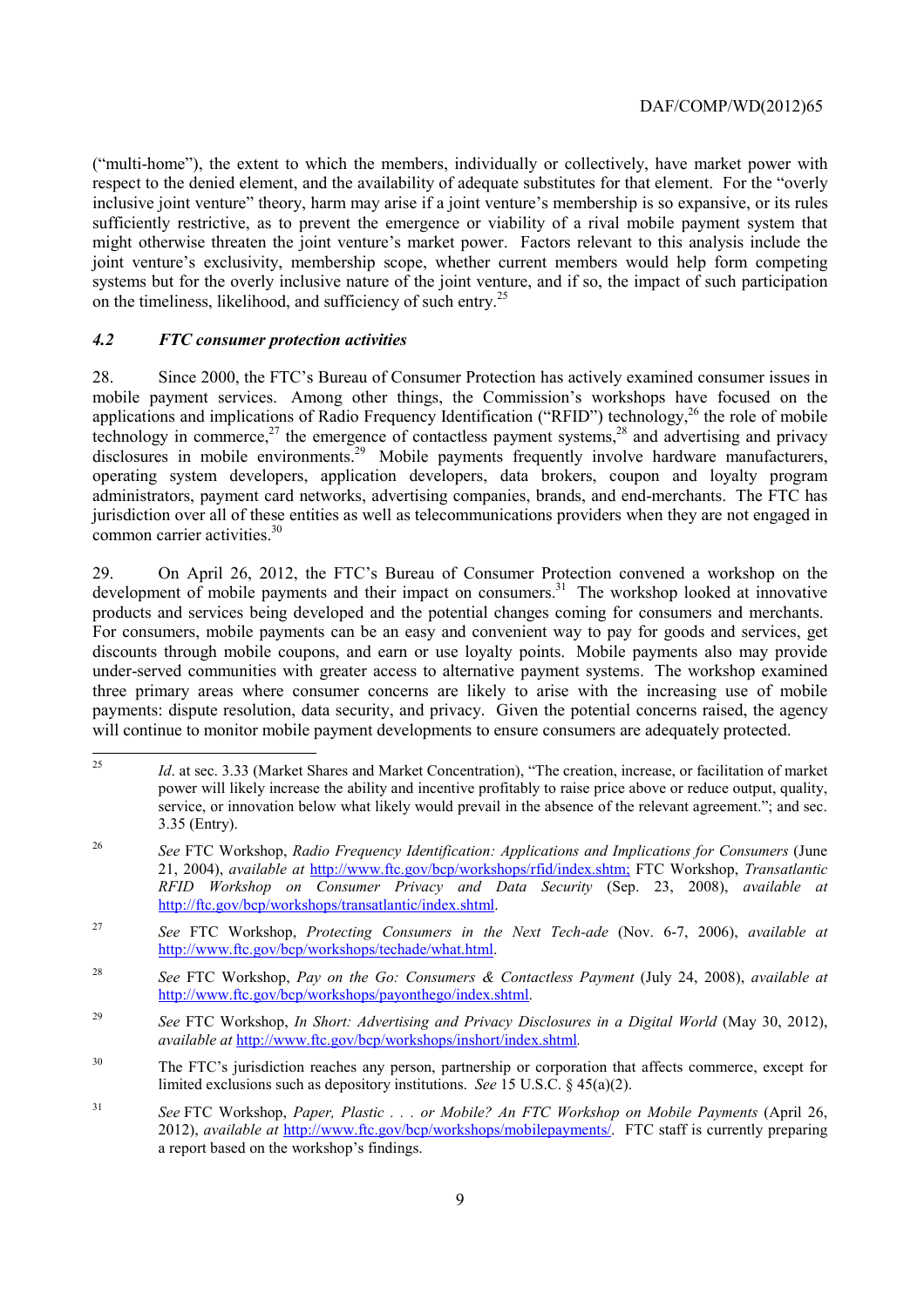("multi-home"), the extent to which the members, individually or collectively, have market power with respect to the denied element, and the availability of adequate substitutes for that element. For the "overly inclusive joint venture" theory, harm may arise if a joint venture's membership is so expansive, or its rules sufficiently restrictive, as to prevent the emergence or viability of a rival mobile payment system that might otherwise threaten the joint venture's market power. Factors relevant to this analysis include the joint venture's exclusivity, membership scope, whether current members would help form competing systems but for the overly inclusive nature of the joint venture, and if so, the impact of such participation on the timeliness, likelihood, and sufficiency of such entry.[25]

### *4.2 FTC consumer protection activities*

28. Since 2000, the FTC's Bureau of Consumer Protection has actively examined consumer issues in mobile payment services. Among other things, the Commission's workshops have focused on the applications and implications of Radio Frequency Identification ("RFID") technology,[26] the role of mobile technology in commerce,[27] the emergence of contactless payment systems,[28] and advertising and privacy disclosures in mobile environments.[29] Mobile payments frequently involve hardware manufacturers, operating system developers, application developers, data brokers, coupon and loyalty program administrators, payment card networks, advertising companies, brands, and end-merchants. The FTC has jurisdiction over all of these entities as well as telecommunications providers when they are not engaged in common carrier activities.[30]

29. On April 26, 2012, the FTC's Bureau of Consumer Protection convened a workshop on the development of mobile payments and their impact on consumers.[31] The workshop looked at innovative products and services being developed and the potential changes coming for consumers and merchants. For consumers, mobile payments can be an easy and convenient way to pay for goods and services, get discounts through mobile coupons, and earn or use loyalty points. Mobile payments also may provide under-served communities with greater access to alternative payment systems. The workshop examined three primary areas where consumer concerns are likely to arise with the increasing use of mobile payments: dispute resolution, data security, and privacy. Given the potential concerns raised, the agency will continue to monitor mobile payment developments to ensure consumers are adequately protected.

---

25 *Id*. at sec. 3.33 (Market Shares and Market Concentration), "The creation, increase, or facilitation of market power will likely increase the ability and incentive profitably to raise price above or reduce output, quality, service, or innovation below what likely would prevail in the absence of the relevant agreement."; and sec. 3.35 (Entry).

26 *See* FTC Workshop, *Radio Frequency Identification: Applications and Implications for Consumers* (June 21, 2004), *available at* http://www.ftc.gov/bcp/workshops/rfid/index.shtm; FTC Workshop, *Transatlantic RFID Workshop on Consumer Privacy and Data Security* (Sep. 23, 2008), *available at* http://ftc.gov/bcp/workshops/transatlantic/index.shtml.

27 *See* FTC Workshop, *Protecting Consumers in the Next Tech-ade* (Nov. 6-7, 2006), *available at* http://www.ftc.gov/bcp/workshops/techade/what.html.

28 *See* FTC Workshop, *Pay on the Go: Consumers & Contactless Payment* (July 24, 2008), *available at* http://www.ftc.gov/bcp/workshops/payonthego/index.shtml.

29 *See* FTC Workshop, *In Short: Advertising and Privacy Disclosures in a Digital World* (May 30, 2012), *available at* http://www.ftc.gov/bcp/workshops/inshort/index.shtml.

30 The FTC's jurisdiction reaches any person, partnership or corporation that affects commerce, except for limited exclusions such as depository institutions. *See* 15 U.S.C. § 45(a)(2).

31 *See* FTC Workshop, *Paper, Plastic . . . or Mobile? An FTC Workshop on Mobile Payments* (April 26, 2012), *available at* http://www.ftc.gov/bcp/workshops/mobilepayments/. FTC staff is currently preparing a report based on the workshop's findings.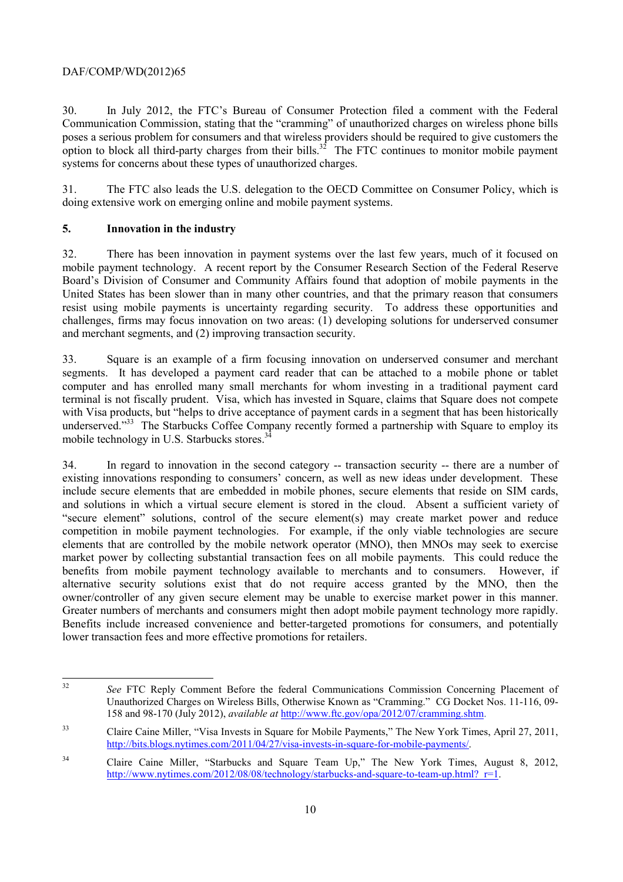30. In July 2012, the FTC's Bureau of Consumer Protection filed a comment with the Federal Communication Commission, stating that the "cramming" of unauthorized charges on wireless phone bills poses a serious problem for consumers and that wireless providers should be required to give customers the option to block all third-party charges from their bills.[32] The FTC continues to monitor mobile payment systems for concerns about these types of unauthorized charges.

31. The FTC also leads the U.S. delegation to the OECD Committee on Consumer Policy, which is doing extensive work on emerging online and mobile payment systems.

## 5. Innovation in the industry

32. There has been innovation in payment systems over the last few years, much of it focused on mobile payment technology. A recent report by the Consumer Research Section of the Federal Reserve Board's Division of Consumer and Community Affairs found that adoption of mobile payments in the United States has been slower than in many other countries, and that the primary reason that consumers resist using mobile payments is uncertainty regarding security. To address these opportunities and challenges, firms may focus innovation on two areas: (1) developing solutions for underserved consumer and merchant segments, and (2) improving transaction security.

33. Square is an example of a firm focusing innovation on underserved consumer and merchant segments. It has developed a payment card reader that can be attached to a mobile phone or tablet computer and has enrolled many small merchants for whom investing in a traditional payment card terminal is not fiscally prudent. Visa, which has invested in Square, claims that Square does not compete with Visa products, but "helps to drive acceptance of payment cards in a segment that has been historically underserved."[33] The Starbucks Coffee Company recently formed a partnership with Square to employ its mobile technology in U.S. Starbucks stores.[34]

34. In regard to innovation in the second category -- transaction security -- there are a number of existing innovations responding to consumers' concern, as well as new ideas under development. These include secure elements that are embedded in mobile phones, secure elements that reside on SIM cards, and solutions in which a virtual secure element is stored in the cloud. Absent a sufficient variety of "secure element" solutions, control of the secure element(s) may create market power and reduce competition in mobile payment technologies. For example, if the only viable technologies are secure elements that are controlled by the mobile network operator (MNO), then MNOs may seek to exercise market power by collecting substantial transaction fees on all mobile payments. This could reduce the benefits from mobile payment technology available to merchants and to consumers. However, if alternative security solutions exist that do not require access granted by the MNO, then the owner/controller of any given secure element may be unable to exercise market power in this manner. Greater numbers of merchants and consumers might then adopt mobile payment technology more rapidly. Benefits include increased convenience and better-targeted promotions for consumers, and potentially lower transaction fees and more effective promotions for retailers.

---

[32] *See* FTC Reply Comment Before the federal Communications Commission Concerning Placement of Unauthorized Charges on Wireless Bills, Otherwise Known as "Cramming." CG Docket Nos. 11-116, 09-158 and 98-170 (July 2012), *available at* http://www.ftc.gov/opa/2012/07/cramming.shtm.

[33] Claire Caine Miller, "Visa Invests in Square for Mobile Payments," The New York Times, April 27, 2011, http://bits.blogs.nytimes.com/2011/04/27/visa-invests-in-square-for-mobile-payments/.

[34] Claire Caine Miller, "Starbucks and Square Team Up," The New York Times, August 8, 2012, http://www.nytimes.com/2012/08/08/technology/starbucks-and-square-to-team-up.html?_r=1.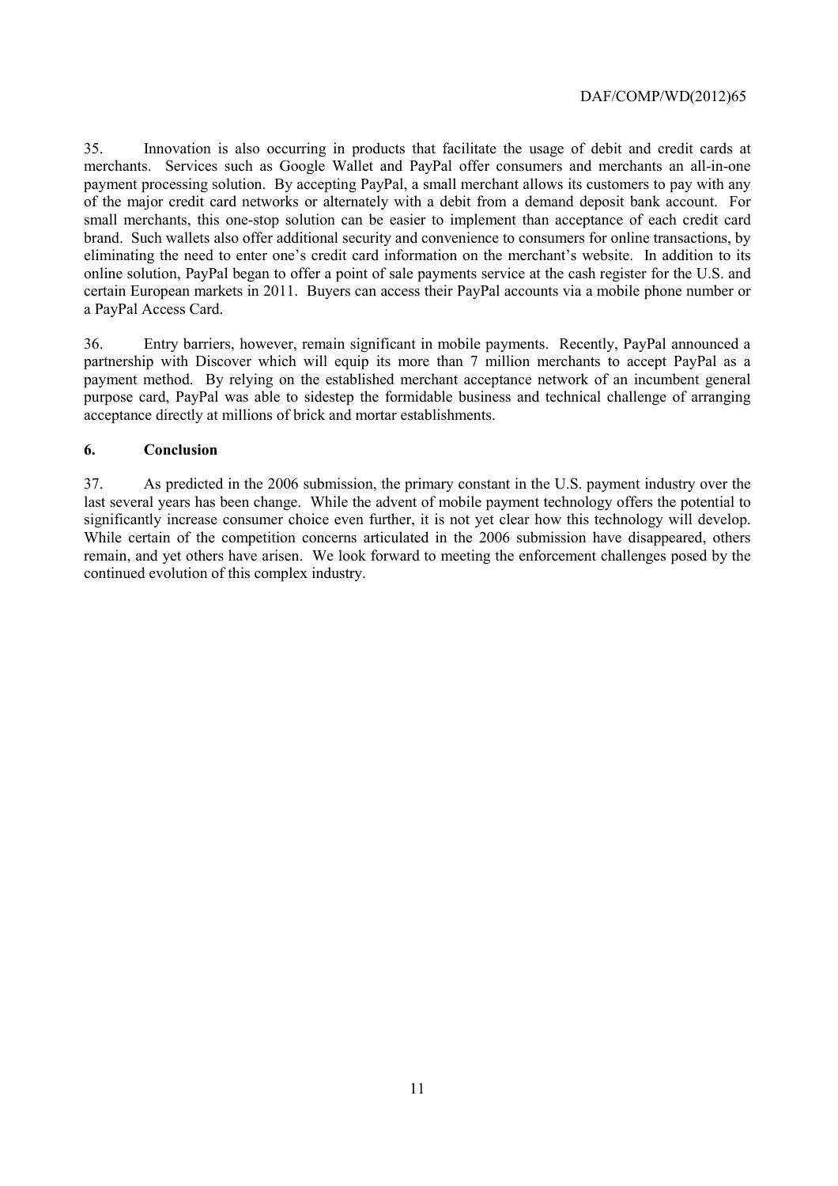35. Innovation is also occurring in products that facilitate the usage of debit and credit cards at merchants. Services such as Google Wallet and PayPal offer consumers and merchants an all-in-one payment processing solution. By accepting PayPal, a small merchant allows its customers to pay with any of the major credit card networks or alternately with a debit from a demand deposit bank account. For small merchants, this one-stop solution can be easier to implement than acceptance of each credit card brand. Such wallets also offer additional security and convenience to consumers for online transactions, by eliminating the need to enter one's credit card information on the merchant's website. In addition to its online solution, PayPal began to offer a point of sale payments service at the cash register for the U.S. and certain European markets in 2011. Buyers can access their PayPal accounts via a mobile phone number or a PayPal Access Card.

36. Entry barriers, however, remain significant in mobile payments. Recently, PayPal announced a partnership with Discover which will equip its more than 7 million merchants to accept PayPal as a payment method. By relying on the established merchant acceptance network of an incumbent general purpose card, PayPal was able to sidestep the formidable business and technical challenge of arranging acceptance directly at millions of brick and mortar establishments.

## 6. Conclusion

37. As predicted in the 2006 submission, the primary constant in the U.S. payment industry over the last several years has been change. While the advent of mobile payment technology offers the potential to significantly increase consumer choice even further, it is not yet clear how this technology will develop. While certain of the competition concerns articulated in the 2006 submission have disappeared, others remain, and yet others have arisen. We look forward to meeting the enforcement challenges posed by the continued evolution of this complex industry.